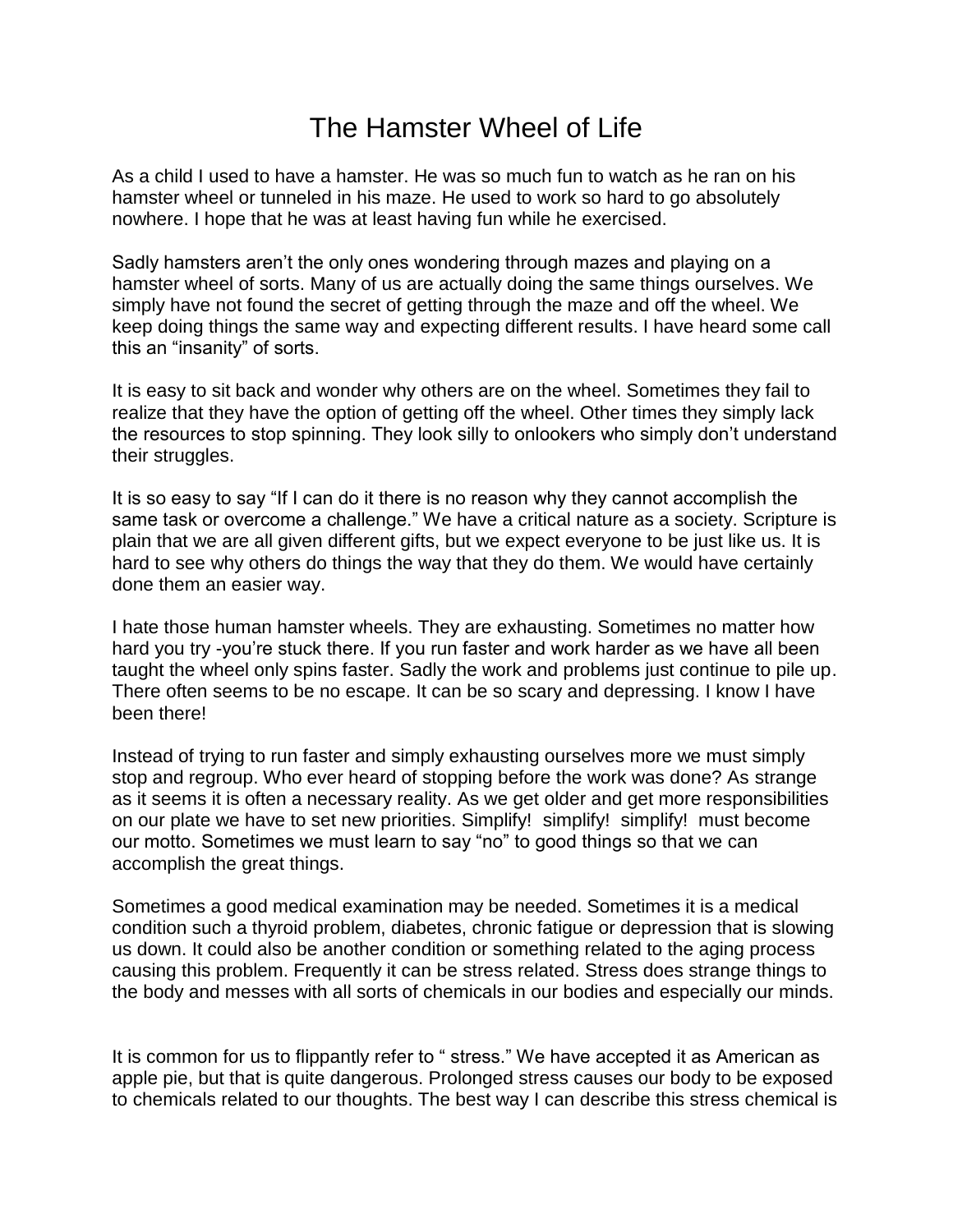# The Hamster Wheel of Life

As a child I used to have a hamster. He was so much fun to watch as he ran on his hamster wheel or tunneled in his maze. He used to work so hard to go absolutely nowhere. I hope that he was at least having fun while he exercised.

Sadly hamsters aren't the only ones wondering through mazes and playing on a hamster wheel of sorts. Many of us are actually doing the same things ourselves. We simply have not found the secret of getting through the maze and off the wheel. We keep doing things the same way and expecting different results. I have heard some call this an "insanity" of sorts.

It is easy to sit back and wonder why others are on the wheel. Sometimes they fail to realize that they have the option of getting off the wheel. Other times they simply lack the resources to stop spinning. They look silly to onlookers who simply don't understand their struggles.

It is so easy to say "If I can do it there is no reason why they cannot accomplish the same task or overcome a challenge." We have a critical nature as a society. Scripture is plain that we are all given different gifts, but we expect everyone to be just like us. It is hard to see why others do things the way that they do them. We would have certainly done them an easier way.

I hate those human hamster wheels. They are exhausting. Sometimes no matter how hard you try -you're stuck there. If you run faster and work harder as we have all been taught the wheel only spins faster. Sadly the work and problems just continue to pile up. There often seems to be no escape. It can be so scary and depressing. I know I have been there!

Instead of trying to run faster and simply exhausting ourselves more we must simply stop and regroup. Who ever heard of stopping before the work was done? As strange as it seems it is often a necessary reality. As we get older and get more responsibilities on our plate we have to set new priorities. Simplify! simplify! simplify! must become our motto. Sometimes we must learn to say "no" to good things so that we can accomplish the great things.

Sometimes a good medical examination may be needed. Sometimes it is a medical condition such a thyroid problem, diabetes, chronic fatigue or depression that is slowing us down. It could also be another condition or something related to the aging process causing this problem. Frequently it can be stress related. Stress does strange things to the body and messes with all sorts of chemicals in our bodies and especially our minds.

It is common for us to flippantly refer to " stress." We have accepted it as American as apple pie, but that is quite dangerous. Prolonged stress causes our body to be exposed to chemicals related to our thoughts. The best way I can describe this stress chemical is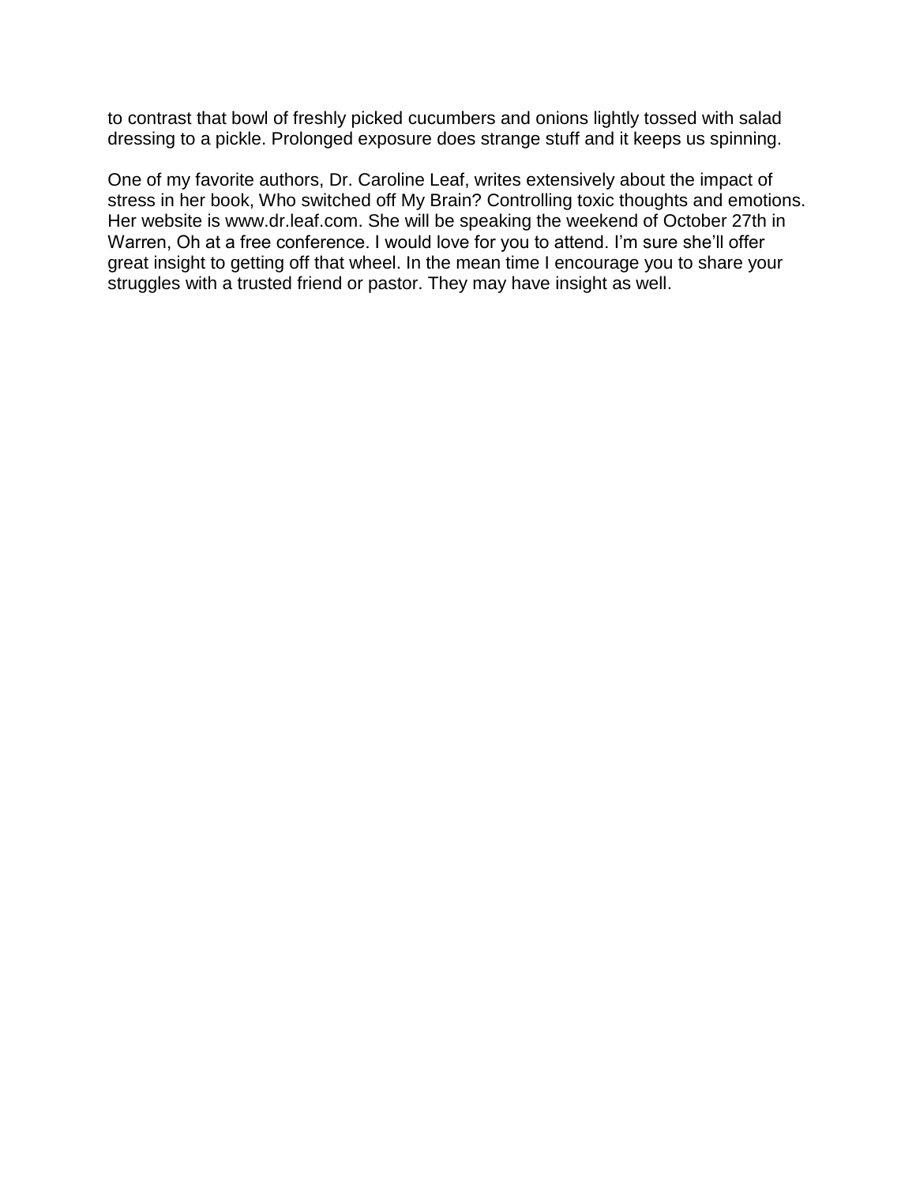to contrast that bowl of freshly picked cucumbers and onions lightly tossed with salad dressing to a pickle. Prolonged exposure does strange stuff and it keeps us spinning.

One of my favorite authors, Dr. Caroline Leaf, writes extensively about the impact of stress in her book, Who switched off My Brain? Controlling toxic thoughts and emotions. Her website is www.dr.leaf.com. She will be speaking the weekend of October 27th in Warren, Oh at a free conference. I would love for you to attend. I'm sure she'll offer great insight to getting off that wheel. In the mean time I encourage you to share your struggles with a trusted friend or pastor. They may have insight as well.